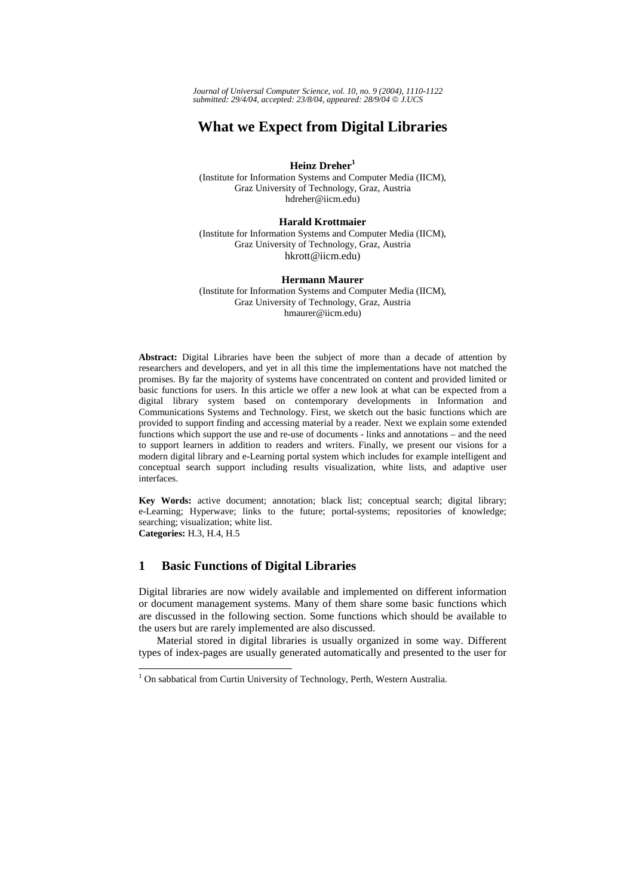# What we Expect from Digital Libraries

**Heinz Dreher**[1]
(Institute for Information Systems and Computer Media (IICM),
Graz University of Technology, Graz, Austria
hdreher@iicm.edu)

**Harald Krottmaier**
(Institute for Information Systems and Computer Media (IICM),
Graz University of Technology, Graz, Austria
hkrott@iicm.edu)

**Hermann Maurer**
(Institute for Information Systems and Computer Media (IICM),
Graz University of Technology, Graz, Austria
hmaurer@iicm.edu)

**Abstract:** Digital Libraries have been the subject of more than a decade of attention by researchers and developers, and yet in all this time the implementations have not matched the promises. By far the majority of systems have concentrated on content and provided limited or basic functions for users. In this article we offer a new look at what can be expected from a digital library system based on contemporary developments in Information and Communications Systems and Technology. First, we sketch out the basic functions which are provided to support finding and accessing material by a reader. Next we explain some extended functions which support the use and re-use of documents - links and annotations – and the need to support learners in addition to readers and writers. Finally, we present our visions for a modern digital library and e-Learning portal system which includes for example intelligent and conceptual search support including results visualization, white lists, and adaptive user interfaces.

**Key Words:** active document; annotation; black list; conceptual search; digital library; e-Learning; Hyperwave; links to the future; portal-systems; repositories of knowledge; searching; visualization; white list.
**Categories:** H.3, H.4, H.5

## 1 Basic Functions of Digital Libraries

Digital libraries are now widely available and implemented on different information or document management systems. Many of them share some basic functions which are discussed in the following section. Some functions which should be available to the users but are rarely implemented are also discussed.

Material stored in digital libraries is usually organized in some way. Different types of index-pages are usually generated automatically and presented to the user for

[1] On sabbatical from Curtin University of Technology, Perth, Western Australia.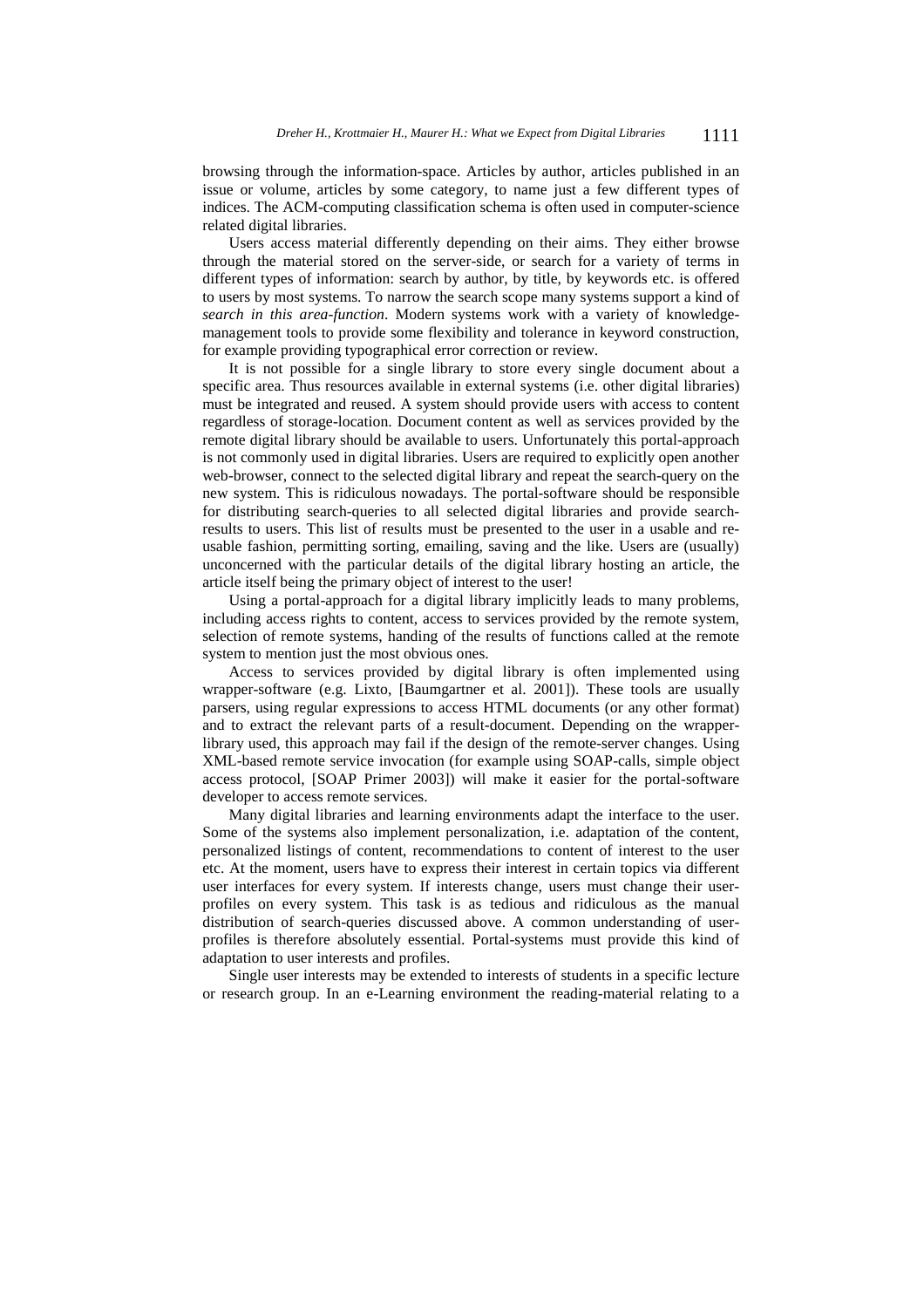browsing through the information-space. Articles by author, articles published in an issue or volume, articles by some category, to name just a few different types of indices. The ACM-computing classification schema is often used in computer-science related digital libraries.

Users access material differently depending on their aims. They either browse through the material stored on the server-side, or search for a variety of terms in different types of information: search by author, by title, by keywords etc. is offered to users by most systems. To narrow the search scope many systems support a kind of *search in this area-function*. Modern systems work with a variety of knowledge-management tools to provide some flexibility and tolerance in keyword construction, for example providing typographical error correction or review.

It is not possible for a single library to store every single document about a specific area. Thus resources available in external systems (i.e. other digital libraries) must be integrated and reused. A system should provide users with access to content regardless of storage-location. Document content as well as services provided by the remote digital library should be available to users. Unfortunately this portal-approach is not commonly used in digital libraries. Users are required to explicitly open another web-browser, connect to the selected digital library and repeat the search-query on the new system. This is ridiculous nowadays. The portal-software should be responsible for distributing search-queries to all selected digital libraries and provide search-results to users. This list of results must be presented to the user in a usable and re-usable fashion, permitting sorting, emailing, saving and the like. Users are (usually) unconcerned with the particular details of the digital library hosting an article, the article itself being the primary object of interest to the user!

Using a portal-approach for a digital library implicitly leads to many problems, including access rights to content, access to services provided by the remote system, selection of remote systems, handing of the results of functions called at the remote system to mention just the most obvious ones.

Access to services provided by digital library is often implemented using wrapper-software (e.g. Lixto, [Baumgartner et al. 2001]). These tools are usually parsers, using regular expressions to access HTML documents (or any other format) and to extract the relevant parts of a result-document. Depending on the wrapper-library used, this approach may fail if the design of the remote-server changes. Using XML-based remote service invocation (for example using SOAP-calls, simple object access protocol, [SOAP Primer 2003]) will make it easier for the portal-software developer to access remote services.

Many digital libraries and learning environments adapt the interface to the user. Some of the systems also implement personalization, i.e. adaptation of the content, personalized listings of content, recommendations to content of interest to the user etc. At the moment, users have to express their interest in certain topics via different user interfaces for every system. If interests change, users must change their user-profiles on every system. This task is as tedious and ridiculous as the manual distribution of search-queries discussed above. A common understanding of user-profiles is therefore absolutely essential. Portal-systems must provide this kind of adaptation to user interests and profiles.

Single user interests may be extended to interests of students in a specific lecture or research group. In an e-Learning environment the reading-material relating to a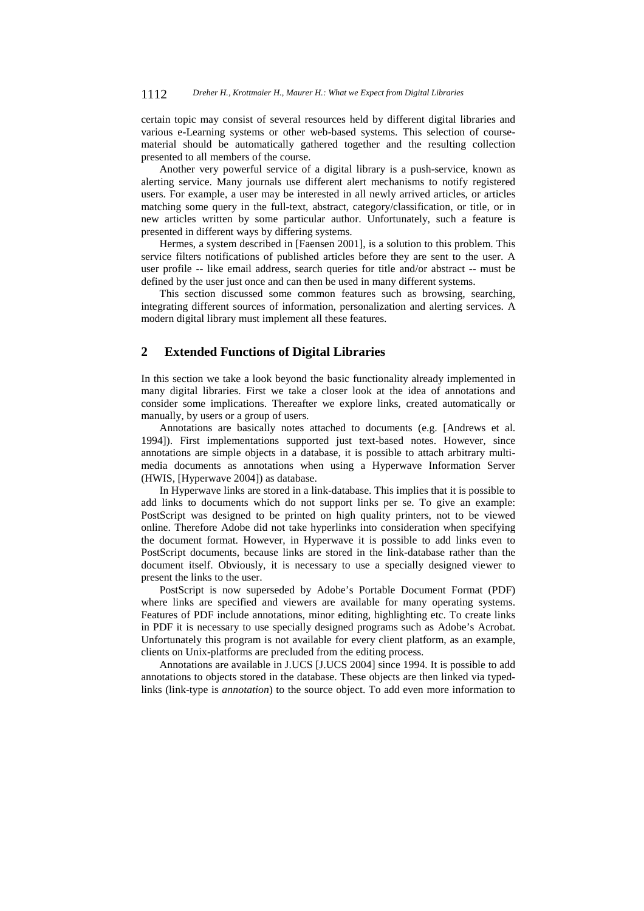certain topic may consist of several resources held by different digital libraries and various e-Learning systems or other web-based systems. This selection of course-material should be automatically gathered together and the resulting collection presented to all members of the course.

Another very powerful service of a digital library is a push-service, known as alerting service. Many journals use different alert mechanisms to notify registered users. For example, a user may be interested in all newly arrived articles, or articles matching some query in the full-text, abstract, category/classification, or title, or in new articles written by some particular author. Unfortunately, such a feature is presented in different ways by differing systems.

Hermes, a system described in [Faensen 2001], is a solution to this problem. This service filters notifications of published articles before they are sent to the user. A user profile -- like email address, search queries for title and/or abstract -- must be defined by the user just once and can then be used in many different systems.

This section discussed some common features such as browsing, searching, integrating different sources of information, personalization and alerting services. A modern digital library must implement all these features.

## 2 Extended Functions of Digital Libraries

In this section we take a look beyond the basic functionality already implemented in many digital libraries. First we take a closer look at the idea of annotations and consider some implications. Thereafter we explore links, created automatically or manually, by users or a group of users.

Annotations are basically notes attached to documents (e.g. [Andrews et al. 1994]). First implementations supported just text-based notes. However, since annotations are simple objects in a database, it is possible to attach arbitrary multi-media documents as annotations when using a Hyperwave Information Server (HWIS, [Hyperwave 2004]) as database.

In Hyperwave links are stored in a link-database. This implies that it is possible to add links to documents which do not support links per se. To give an example: PostScript was designed to be printed on high quality printers, not to be viewed online. Therefore Adobe did not take hyperlinks into consideration when specifying the document format. However, in Hyperwave it is possible to add links even to PostScript documents, because links are stored in the link-database rather than the document itself. Obviously, it is necessary to use a specially designed viewer to present the links to the user.

PostScript is now superseded by Adobe's Portable Document Format (PDF) where links are specified and viewers are available for many operating systems. Features of PDF include annotations, minor editing, highlighting etc. To create links in PDF it is necessary to use specially designed programs such as Adobe's Acrobat. Unfortunately this program is not available for every client platform, as an example, clients on Unix-platforms are precluded from the editing process.

Annotations are available in J.UCS [J.UCS 2004] since 1994. It is possible to add annotations to objects stored in the database. These objects are then linked via typed-links (link-type is *annotation*) to the source object. To add even more information to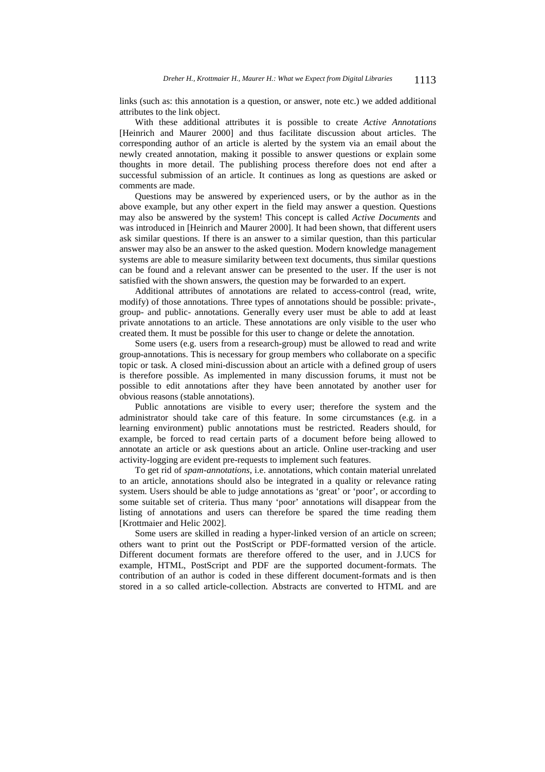links (such as: this annotation is a question, or answer, note etc.) we added additional attributes to the link object.

With these additional attributes it is possible to create *Active Annotations* [Heinrich and Maurer 2000] and thus facilitate discussion about articles. The corresponding author of an article is alerted by the system via an email about the newly created annotation, making it possible to answer questions or explain some thoughts in more detail. The publishing process therefore does not end after a successful submission of an article. It continues as long as questions are asked or comments are made.

Questions may be answered by experienced users, or by the author as in the above example, but any other expert in the field may answer a question. Questions may also be answered by the system! This concept is called *Active Documents* and was introduced in [Heinrich and Maurer 2000]. It had been shown, that different users ask similar questions. If there is an answer to a similar question, than this particular answer may also be an answer to the asked question. Modern knowledge management systems are able to measure similarity between text documents, thus similar questions can be found and a relevant answer can be presented to the user. If the user is not satisfied with the shown answers, the question may be forwarded to an expert.

Additional attributes of annotations are related to access-control (read, write, modify) of those annotations. Three types of annotations should be possible: private-, group- and public- annotations. Generally every user must be able to add at least private annotations to an article. These annotations are only visible to the user who created them. It must be possible for this user to change or delete the annotation.

Some users (e.g. users from a research-group) must be allowed to read and write group-annotations. This is necessary for group members who collaborate on a specific topic or task. A closed mini-discussion about an article with a defined group of users is therefore possible. As implemented in many discussion forums, it must not be possible to edit annotations after they have been annotated by another user for obvious reasons (stable annotations).

Public annotations are visible to every user; therefore the system and the administrator should take care of this feature. In some circumstances (e.g. in a learning environment) public annotations must be restricted. Readers should, for example, be forced to read certain parts of a document before being allowed to annotate an article or ask questions about an article. Online user-tracking and user activity-logging are evident pre-requests to implement such features.

To get rid of *spam-annotations*, i.e. annotations, which contain material unrelated to an article, annotations should also be integrated in a quality or relevance rating system. Users should be able to judge annotations as 'great' or 'poor', or according to some suitable set of criteria. Thus many 'poor' annotations will disappear from the listing of annotations and users can therefore be spared the time reading them [Krottmaier and Helic 2002].

Some users are skilled in reading a hyper-linked version of an article on screen; others want to print out the PostScript or PDF-formatted version of the article. Different document formats are therefore offered to the user, and in J.UCS for example, HTML, PostScript and PDF are the supported document-formats. The contribution of an author is coded in these different document-formats and is then stored in a so called article-collection. Abstracts are converted to HTML and are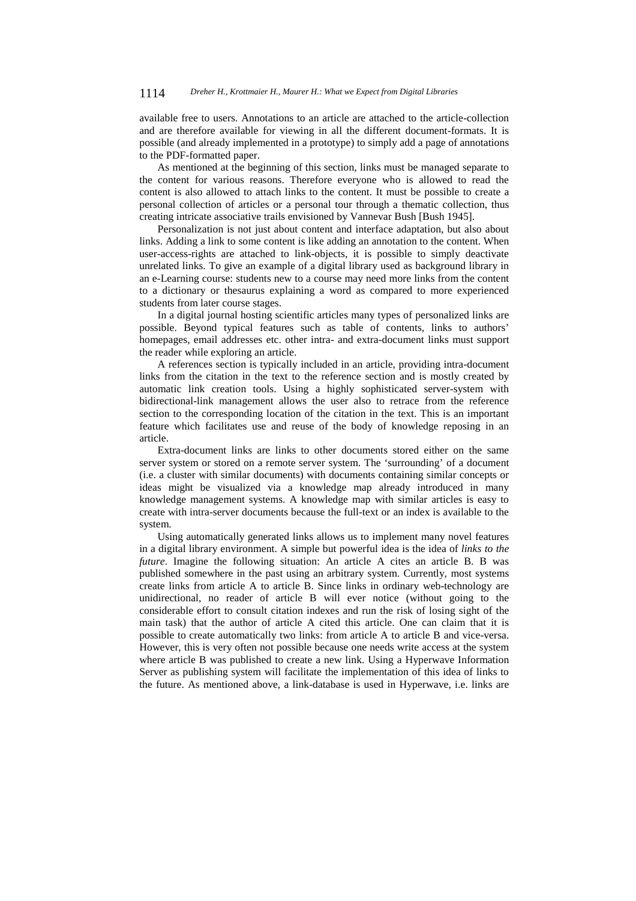available free to users. Annotations to an article are attached to the article-collection and are therefore available for viewing in all the different document-formats. It is possible (and already implemented in a prototype) to simply add a page of annotations to the PDF-formatted paper.

As mentioned at the beginning of this section, links must be managed separate to the content for various reasons. Therefore everyone who is allowed to read the content is also allowed to attach links to the content. It must be possible to create a personal collection of articles or a personal tour through a thematic collection, thus creating intricate associative trails envisioned by Vannevar Bush [Bush 1945].

Personalization is not just about content and interface adaptation, but also about links. Adding a link to some content is like adding an annotation to the content. When user-access-rights are attached to link-objects, it is possible to simply deactivate unrelated links. To give an example of a digital library used as background library in an e-Learning course: students new to a course may need more links from the content to a dictionary or thesaurus explaining a word as compared to more experienced students from later course stages.

In a digital journal hosting scientific articles many types of personalized links are possible. Beyond typical features such as table of contents, links to authors' homepages, email addresses etc. other intra- and extra-document links must support the reader while exploring an article.

A references section is typically included in an article, providing intra-document links from the citation in the text to the reference section and is mostly created by automatic link creation tools. Using a highly sophisticated server-system with bidirectional-link management allows the user also to retrace from the reference section to the corresponding location of the citation in the text. This is an important feature which facilitates use and reuse of the body of knowledge reposing in an article.

Extra-document links are links to other documents stored either on the same server system or stored on a remote server system. The 'surrounding' of a document (i.e. a cluster with similar documents) with documents containing similar concepts or ideas might be visualized via a knowledge map already introduced in many knowledge management systems. A knowledge map with similar articles is easy to create with intra-server documents because the full-text or an index is available to the system.

Using automatically generated links allows us to implement many novel features in a digital library environment. A simple but powerful idea is the idea of *links to the future*. Imagine the following situation: An article A cites an article B. B was published somewhere in the past using an arbitrary system. Currently, most systems create links from article A to article B. Since links in ordinary web-technology are unidirectional, no reader of article B will ever notice (without going to the considerable effort to consult citation indexes and run the risk of losing sight of the main task) that the author of article A cited this article. One can claim that it is possible to create automatically two links: from article A to article B and vice-versa. However, this is very often not possible because one needs write access at the system where article B was published to create a new link. Using a Hyperwave Information Server as publishing system will facilitate the implementation of this idea of links to the future. As mentioned above, a link-database is used in Hyperwave, i.e. links are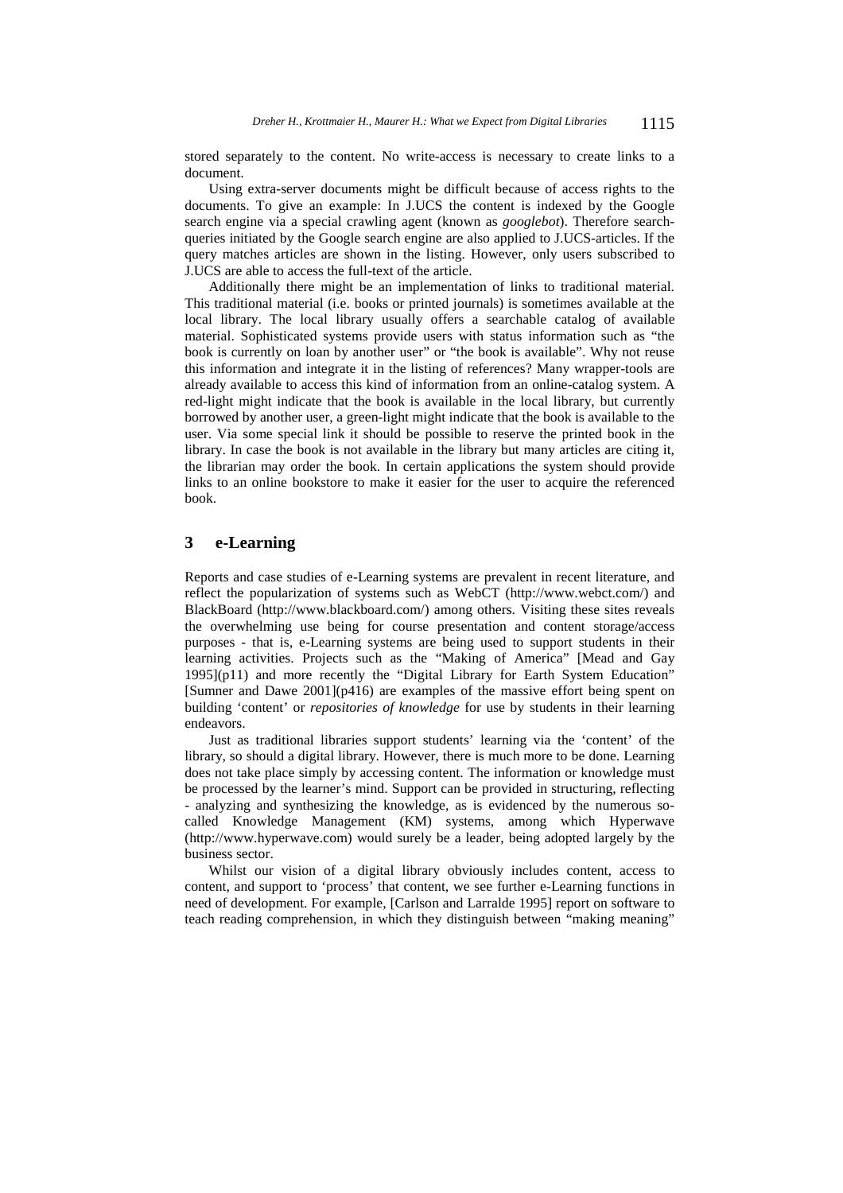stored separately to the content. No write-access is necessary to create links to a document.

Using extra-server documents might be difficult because of access rights to the documents. To give an example: In J.UCS the content is indexed by the Google search engine via a special crawling agent (known as *googlebot*). Therefore search-queries initiated by the Google search engine are also applied to J.UCS-articles. If the query matches articles are shown in the listing. However, only users subscribed to J.UCS are able to access the full-text of the article.

Additionally there might be an implementation of links to traditional material. This traditional material (i.e. books or printed journals) is sometimes available at the local library. The local library usually offers a searchable catalog of available material. Sophisticated systems provide users with status information such as "the book is currently on loan by another user" or "the book is available". Why not reuse this information and integrate it in the listing of references? Many wrapper-tools are already available to access this kind of information from an online-catalog system. A red-light might indicate that the book is available in the local library, but currently borrowed by another user, a green-light might indicate that the book is available to the user. Via some special link it should be possible to reserve the printed book in the library. In case the book is not available in the library but many articles are citing it, the librarian may order the book. In certain applications the system should provide links to an online bookstore to make it easier for the user to acquire the referenced book.

## 3 e-Learning

Reports and case studies of e-Learning systems are prevalent in recent literature, and reflect the popularization of systems such as WebCT (http://www.webct.com/) and BlackBoard (http://www.blackboard.com/) among others. Visiting these sites reveals the overwhelming use being for course presentation and content storage/access purposes - that is, e-Learning systems are being used to support students in their learning activities. Projects such as the "Making of America" [Mead and Gay 1995](p11) and more recently the "Digital Library for Earth System Education" [Sumner and Dawe 2001](p416) are examples of the massive effort being spent on building 'content' or *repositories of knowledge* for use by students in their learning endeavors.

Just as traditional libraries support students' learning via the 'content' of the library, so should a digital library. However, there is much more to be done. Learning does not take place simply by accessing content. The information or knowledge must be processed by the learner's mind. Support can be provided in structuring, reflecting - analyzing and synthesizing the knowledge, as is evidenced by the numerous so-called Knowledge Management (KM) systems, among which Hyperwave (http://www.hyperwave.com) would surely be a leader, being adopted largely by the business sector.

Whilst our vision of a digital library obviously includes content, access to content, and support to 'process' that content, we see further e-Learning functions in need of development. For example, [Carlson and Larralde 1995] report on software to teach reading comprehension, in which they distinguish between "making meaning"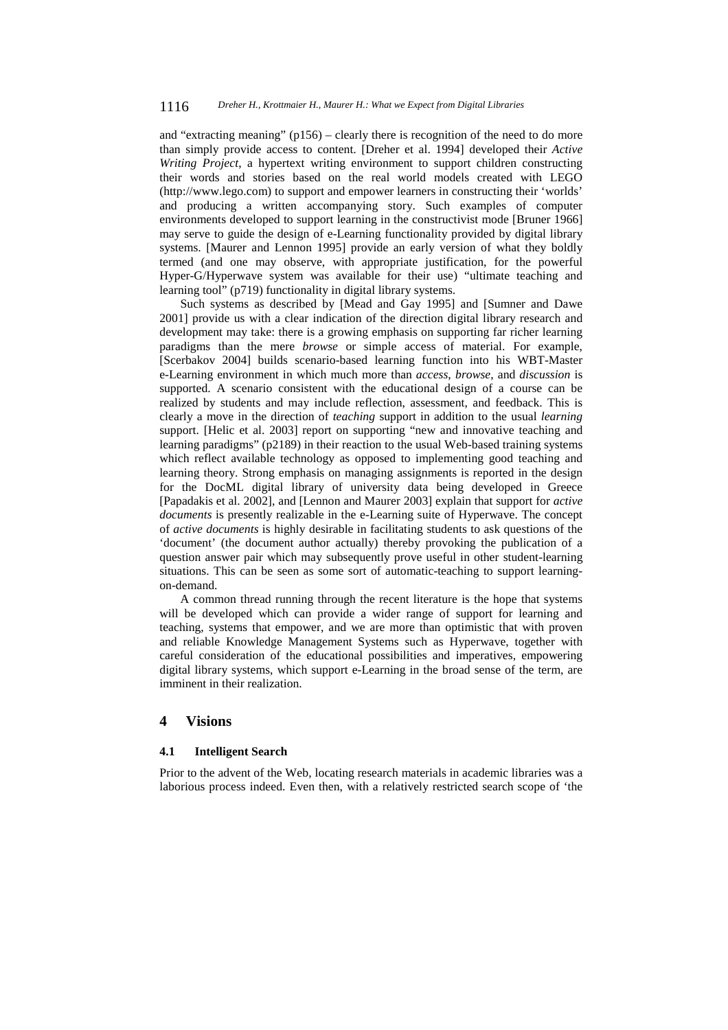and "extracting meaning" (p156) – clearly there is recognition of the need to do more than simply provide access to content. [Dreher et al. 1994] developed their *Active Writing Project*, a hypertext writing environment to support children constructing their words and stories based on the real world models created with LEGO (http://www.lego.com) to support and empower learners in constructing their 'worlds' and producing a written accompanying story. Such examples of computer environments developed to support learning in the constructivist mode [Bruner 1966] may serve to guide the design of e-Learning functionality provided by digital library systems. [Maurer and Lennon 1995] provide an early version of what they boldly termed (and one may observe, with appropriate justification, for the powerful Hyper-G/Hyperwave system was available for their use) "ultimate teaching and learning tool" (p719) functionality in digital library systems.

Such systems as described by [Mead and Gay 1995] and [Sumner and Dawe 2001] provide us with a clear indication of the direction digital library research and development may take: there is a growing emphasis on supporting far richer learning paradigms than the mere *browse* or simple access of material. For example, [Scerbakov 2004] builds scenario-based learning function into his WBT-Master e-Learning environment in which much more than *access*, *browse*, and *discussion* is supported. A scenario consistent with the educational design of a course can be realized by students and may include reflection, assessment, and feedback. This is clearly a move in the direction of *teaching* support in addition to the usual *learning* support. [Helic et al. 2003] report on supporting "new and innovative teaching and learning paradigms" (p2189) in their reaction to the usual Web-based training systems which reflect available technology as opposed to implementing good teaching and learning theory. Strong emphasis on managing assignments is reported in the design for the DocML digital library of university data being developed in Greece [Papadakis et al. 2002], and [Lennon and Maurer 2003] explain that support for *active documents* is presently realizable in the e-Learning suite of Hyperwave. The concept of *active documents* is highly desirable in facilitating students to ask questions of the 'document' (the document author actually) thereby provoking the publication of a question answer pair which may subsequently prove useful in other student-learning situations. This can be seen as some sort of automatic-teaching to support learning-on-demand.

A common thread running through the recent literature is the hope that systems will be developed which can provide a wider range of support for learning and teaching, systems that empower, and we are more than optimistic that with proven and reliable Knowledge Management Systems such as Hyperwave, together with careful consideration of the educational possibilities and imperatives, empowering digital library systems, which support e-Learning in the broad sense of the term, are imminent in their realization.

## 4 Visions

### 4.1 Intelligent Search

Prior to the advent of the Web, locating research materials in academic libraries was a laborious process indeed. Even then, with a relatively restricted search scope of 'the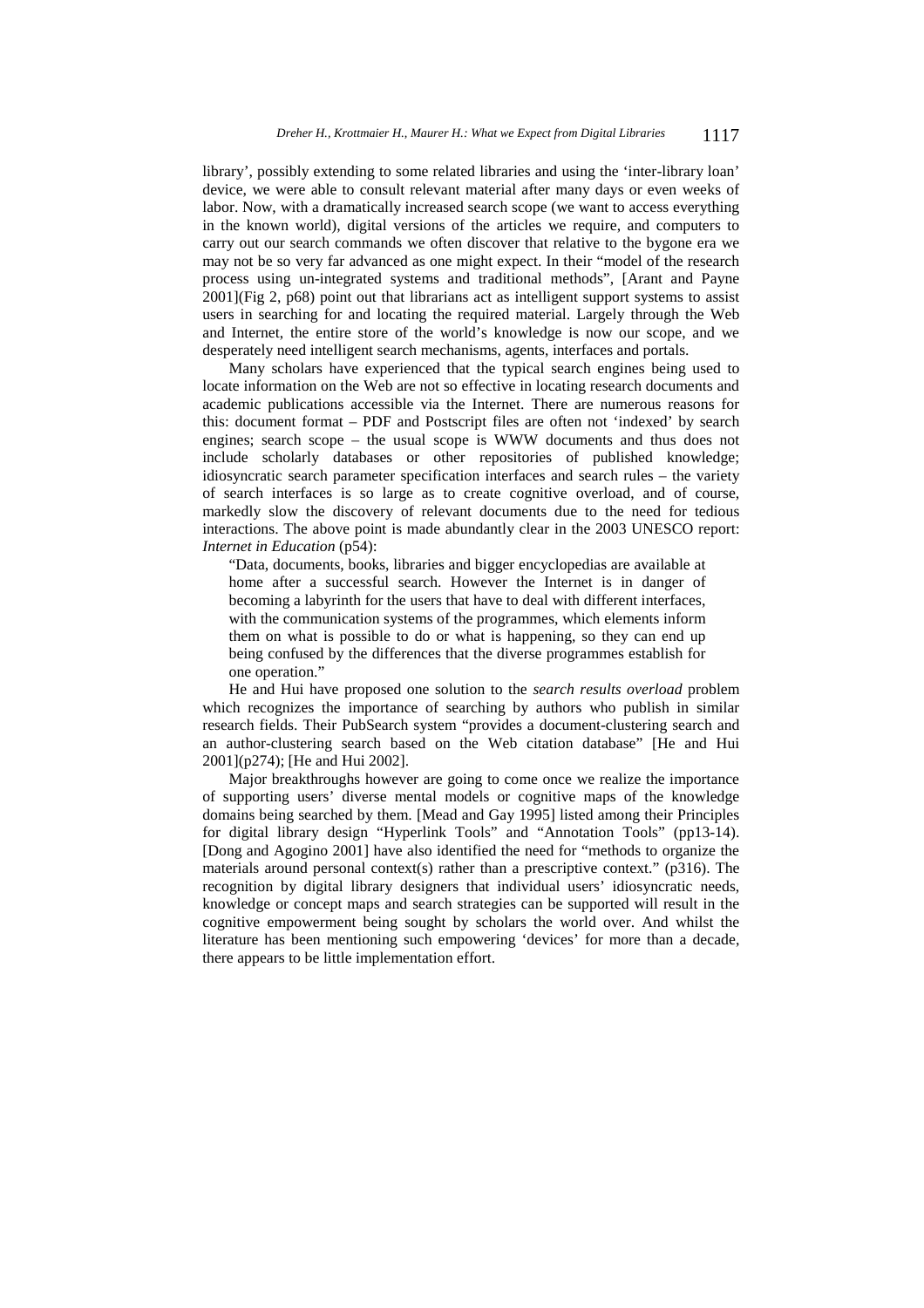library', possibly extending to some related libraries and using the 'inter-library loan' device, we were able to consult relevant material after many days or even weeks of labor. Now, with a dramatically increased search scope (we want to access everything in the known world), digital versions of the articles we require, and computers to carry out our search commands we often discover that relative to the bygone era we may not be so very far advanced as one might expect. In their "model of the research process using un-integrated systems and traditional methods", [Arant and Payne 2001](Fig 2, p68) point out that librarians act as intelligent support systems to assist users in searching for and locating the required material. Largely through the Web and Internet, the entire store of the world's knowledge is now our scope, and we desperately need intelligent search mechanisms, agents, interfaces and portals.

Many scholars have experienced that the typical search engines being used to locate information on the Web are not so effective in locating research documents and academic publications accessible via the Internet. There are numerous reasons for this: document format – PDF and Postscript files are often not 'indexed' by search engines; search scope – the usual scope is WWW documents and thus does not include scholarly databases or other repositories of published knowledge; idiosyncratic search parameter specification interfaces and search rules – the variety of search interfaces is so large as to create cognitive overload, and of course, markedly slow the discovery of relevant documents due to the need for tedious interactions. The above point is made abundantly clear in the 2003 UNESCO report: *Internet in Education* (p54):

> "Data, documents, books, libraries and bigger encyclopedias are available at home after a successful search. However the Internet is in danger of becoming a labyrinth for the users that have to deal with different interfaces, with the communication systems of the programmes, which elements inform them on what is possible to do or what is happening, so they can end up being confused by the differences that the diverse programmes establish for one operation."

He and Hui have proposed one solution to the *search results overload* problem which recognizes the importance of searching by authors who publish in similar research fields. Their PubSearch system "provides a document-clustering search and an author-clustering search based on the Web citation database" [He and Hui 2001](p274); [He and Hui 2002].

Major breakthroughs however are going to come once we realize the importance of supporting users' diverse mental models or cognitive maps of the knowledge domains being searched by them. [Mead and Gay 1995] listed among their Principles for digital library design "Hyperlink Tools" and "Annotation Tools" (pp13-14). [Dong and Agogino 2001] have also identified the need for "methods to organize the materials around personal context(s) rather than a prescriptive context." (p316). The recognition by digital library designers that individual users' idiosyncratic needs, knowledge or concept maps and search strategies can be supported will result in the cognitive empowerment being sought by scholars the world over. And whilst the literature has been mentioning such empowering 'devices' for more than a decade, there appears to be little implementation effort.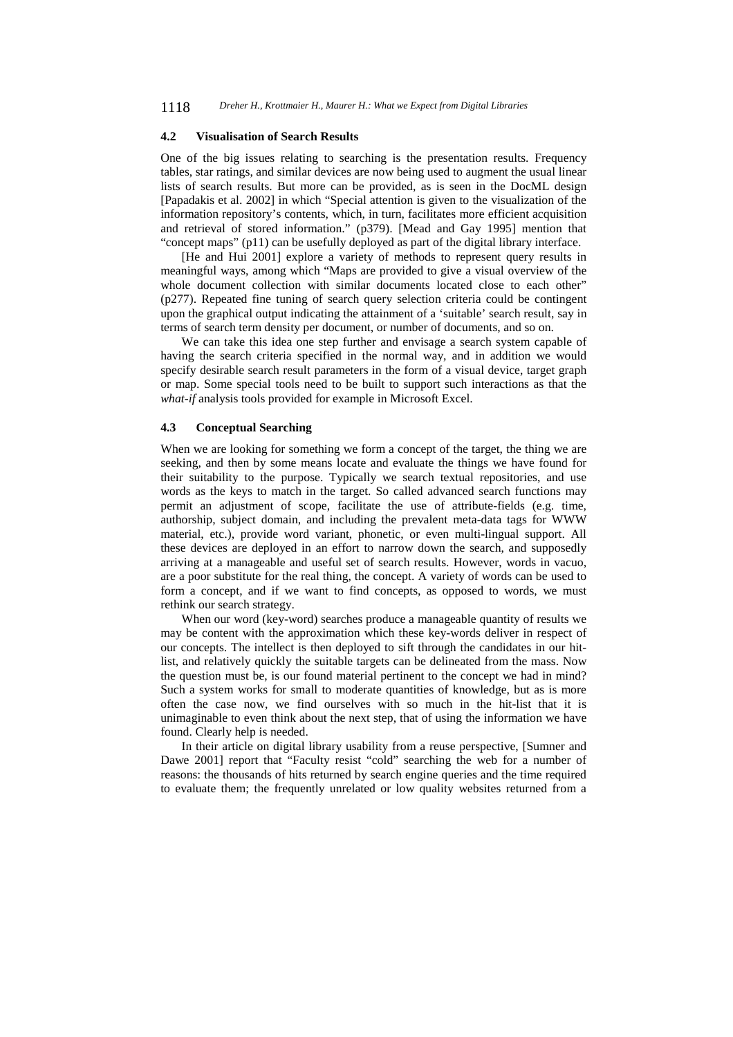### 4.2 Visualisation of Search Results

One of the big issues relating to searching is the presentation results. Frequency tables, star ratings, and similar devices are now being used to augment the usual linear lists of search results. But more can be provided, as is seen in the DocML design [Papadakis et al. 2002] in which "Special attention is given to the visualization of the information repository's contents, which, in turn, facilitates more efficient acquisition and retrieval of stored information." (p379). [Mead and Gay 1995] mention that "concept maps" (p11) can be usefully deployed as part of the digital library interface.

[He and Hui 2001] explore a variety of methods to represent query results in meaningful ways, among which "Maps are provided to give a visual overview of the whole document collection with similar documents located close to each other" (p277). Repeated fine tuning of search query selection criteria could be contingent upon the graphical output indicating the attainment of a 'suitable' search result, say in terms of search term density per document, or number of documents, and so on.

We can take this idea one step further and envisage a search system capable of having the search criteria specified in the normal way, and in addition we would specify desirable search result parameters in the form of a visual device, target graph or map. Some special tools need to be built to support such interactions as that the *what-if* analysis tools provided for example in Microsoft Excel.

### 4.3 Conceptual Searching

When we are looking for something we form a concept of the target, the thing we are seeking, and then by some means locate and evaluate the things we have found for their suitability to the purpose. Typically we search textual repositories, and use words as the keys to match in the target. So called advanced search functions may permit an adjustment of scope, facilitate the use of attribute-fields (e.g. time, authorship, subject domain, and including the prevalent meta-data tags for WWW material, etc.), provide word variant, phonetic, or even multi-lingual support. All these devices are deployed in an effort to narrow down the search, and supposedly arriving at a manageable and useful set of search results. However, words in vacuo, are a poor substitute for the real thing, the concept. A variety of words can be used to form a concept, and if we want to find concepts, as opposed to words, we must rethink our search strategy.

When our word (key-word) searches produce a manageable quantity of results we may be content with the approximation which these key-words deliver in respect of our concepts. The intellect is then deployed to sift through the candidates in our hit-list, and relatively quickly the suitable targets can be delineated from the mass. Now the question must be, is our found material pertinent to the concept we had in mind? Such a system works for small to moderate quantities of knowledge, but as is more often the case now, we find ourselves with so much in the hit-list that it is unimaginable to even think about the next step, that of using the information we have found. Clearly help is needed.

In their article on digital library usability from a reuse perspective, [Sumner and Dawe 2001] report that "Faculty resist "cold" searching the web for a number of reasons: the thousands of hits returned by search engine queries and the time required to evaluate them; the frequently unrelated or low quality websites returned from a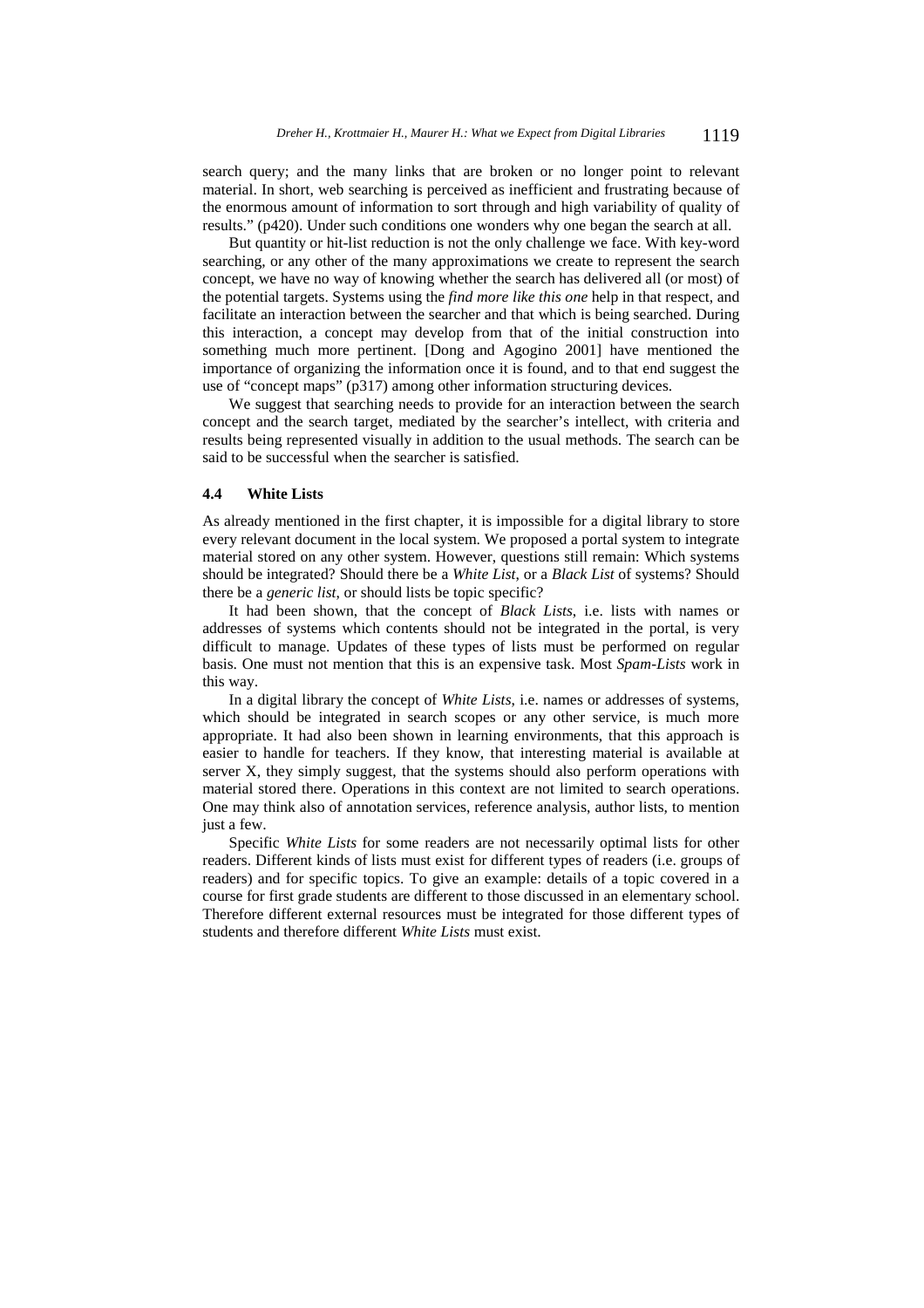search query; and the many links that are broken or no longer point to relevant material. In short, web searching is perceived as inefficient and frustrating because of the enormous amount of information to sort through and high variability of quality of results." (p420). Under such conditions one wonders why one began the search at all.

But quantity or hit-list reduction is not the only challenge we face. With key-word searching, or any other of the many approximations we create to represent the search concept, we have no way of knowing whether the search has delivered all (or most) of the potential targets. Systems using the *find more like this one* help in that respect, and facilitate an interaction between the searcher and that which is being searched. During this interaction, a concept may develop from that of the initial construction into something much more pertinent. [Dong and Agogino 2001] have mentioned the importance of organizing the information once it is found, and to that end suggest the use of "concept maps" (p317) among other information structuring devices.

We suggest that searching needs to provide for an interaction between the search concept and the search target, mediated by the searcher's intellect, with criteria and results being represented visually in addition to the usual methods. The search can be said to be successful when the searcher is satisfied.

### 4.4 White Lists

As already mentioned in the first chapter, it is impossible for a digital library to store every relevant document in the local system. We proposed a portal system to integrate material stored on any other system. However, questions still remain: Which systems should be integrated? Should there be a *White List*, or a *Black List* of systems? Should there be a *generic list*, or should lists be topic specific?

It had been shown, that the concept of *Black Lists*, i.e. lists with names or addresses of systems which contents should not be integrated in the portal, is very difficult to manage. Updates of these types of lists must be performed on regular basis. One must not mention that this is an expensive task. Most *Spam-Lists* work in this way.

In a digital library the concept of *White Lists*, i.e. names or addresses of systems, which should be integrated in search scopes or any other service, is much more appropriate. It had also been shown in learning environments, that this approach is easier to handle for teachers. If they know, that interesting material is available at server X, they simply suggest, that the systems should also perform operations with material stored there. Operations in this context are not limited to search operations. One may think also of annotation services, reference analysis, author lists, to mention just a few.

Specific *White Lists* for some readers are not necessarily optimal lists for other readers. Different kinds of lists must exist for different types of readers (i.e. groups of readers) and for specific topics. To give an example: details of a topic covered in a course for first grade students are different to those discussed in an elementary school. Therefore different external resources must be integrated for those different types of students and therefore different *White Lists* must exist.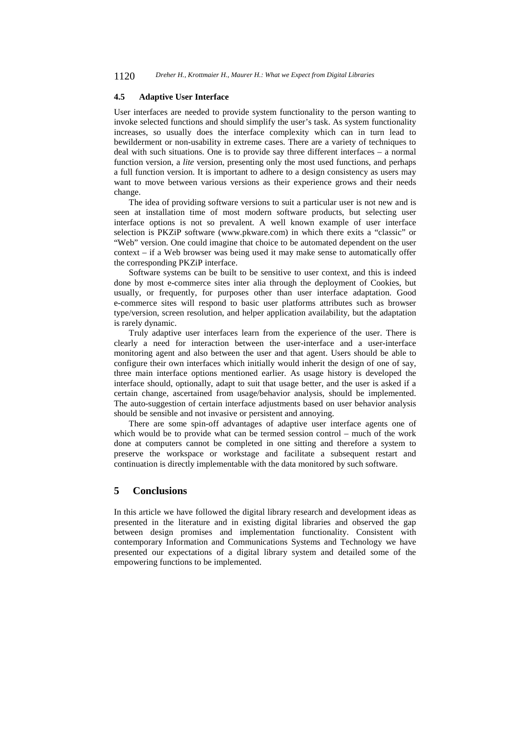### 4.5 Adaptive User Interface

User interfaces are needed to provide system functionality to the person wanting to invoke selected functions and should simplify the user's task. As system functionality increases, so usually does the interface complexity which can in turn lead to bewilderment or non-usability in extreme cases. There are a variety of techniques to deal with such situations. One is to provide say three different interfaces – a normal function version, a *lite* version, presenting only the most used functions, and perhaps a full function version. It is important to adhere to a design consistency as users may want to move between various versions as their experience grows and their needs change.

The idea of providing software versions to suit a particular user is not new and is seen at installation time of most modern software products, but selecting user interface options is not so prevalent. A well known example of user interface selection is PKZiP software (www.pkware.com) in which there exits a "classic" or "Web" version. One could imagine that choice to be automated dependent on the user context – if a Web browser was being used it may make sense to automatically offer the corresponding PKZiP interface.

Software systems can be built to be sensitive to user context, and this is indeed done by most e-commerce sites inter alia through the deployment of Cookies, but usually, or frequently, for purposes other than user interface adaptation. Good e-commerce sites will respond to basic user platforms attributes such as browser type/version, screen resolution, and helper application availability, but the adaptation is rarely dynamic.

Truly adaptive user interfaces learn from the experience of the user. There is clearly a need for interaction between the user-interface and a user-interface monitoring agent and also between the user and that agent. Users should be able to configure their own interfaces which initially would inherit the design of one of say, three main interface options mentioned earlier. As usage history is developed the interface should, optionally, adapt to suit that usage better, and the user is asked if a certain change, ascertained from usage/behavior analysis, should be implemented. The auto-suggestion of certain interface adjustments based on user behavior analysis should be sensible and not invasive or persistent and annoying.

There are some spin-off advantages of adaptive user interface agents one of which would be to provide what can be termed session control – much of the work done at computers cannot be completed in one sitting and therefore a system to preserve the workspace or workstage and facilitate a subsequent restart and continuation is directly implementable with the data monitored by such software.

## 5 Conclusions

In this article we have followed the digital library research and development ideas as presented in the literature and in existing digital libraries and observed the gap between design promises and implementation functionality. Consistent with contemporary Information and Communications Systems and Technology we have presented our expectations of a digital library system and detailed some of the empowering functions to be implemented.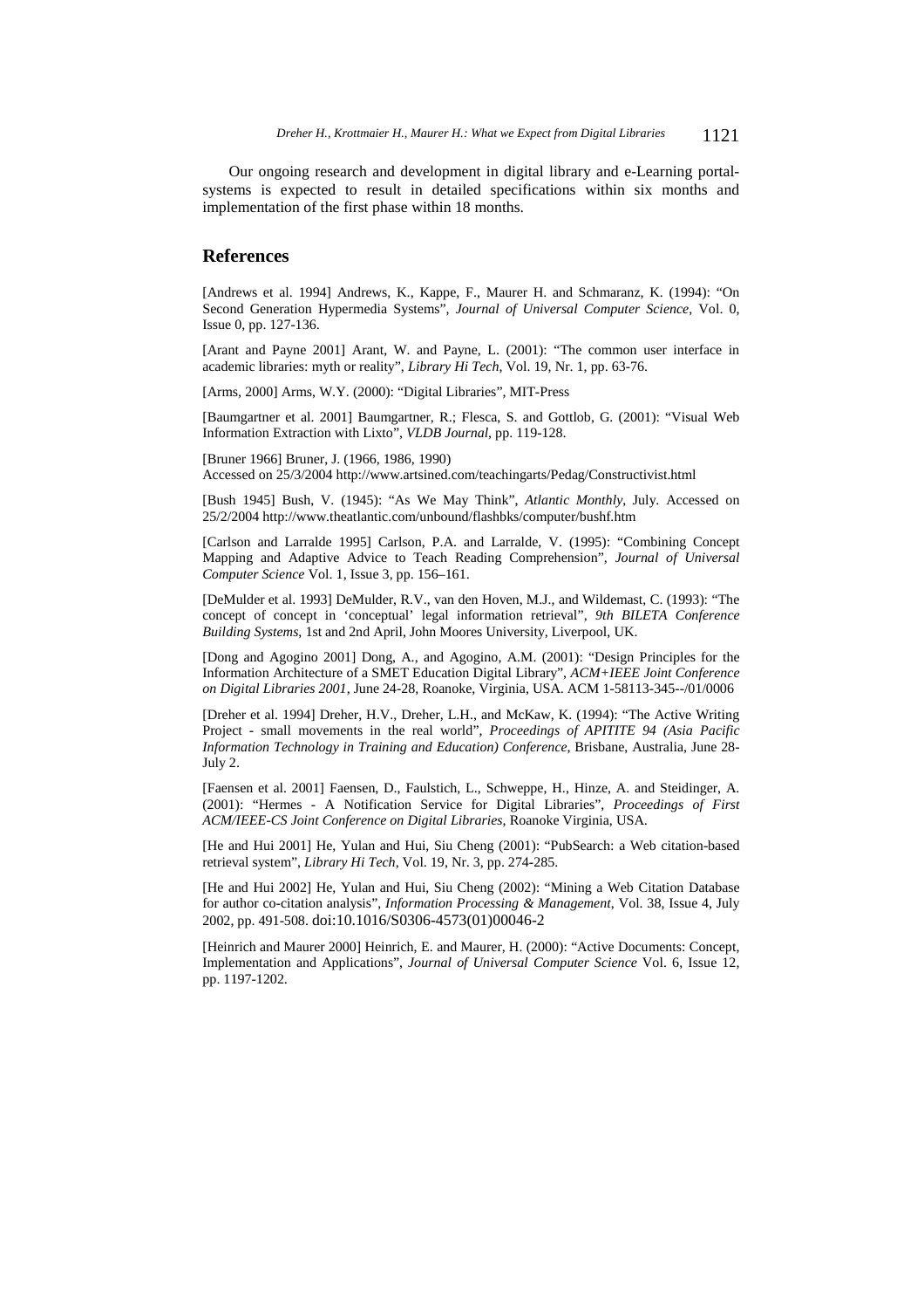Our ongoing research and development in digital library and e-Learning portal-systems is expected to result in detailed specifications within six months and implementation of the first phase within 18 months.

## References

[Andrews et al. 1994] Andrews, K., Kappe, F., Maurer H. and Schmaranz, K. (1994): "On Second Generation Hypermedia Systems", *Journal of Universal Computer Science*, Vol. 0, Issue 0, pp. 127-136.

[Arant and Payne 2001] Arant, W. and Payne, L. (2001): "The common user interface in academic libraries: myth or reality", *Library Hi Tech*, Vol. 19, Nr. 1, pp. 63-76.

[Arms, 2000] Arms, W.Y. (2000): "Digital Libraries", MIT-Press

[Baumgartner et al. 2001] Baumgartner, R.; Flesca, S. and Gottlob, G. (2001): "Visual Web Information Extraction with Lixto", *VLDB Journal*, pp. 119-128.

[Bruner 1966] Bruner, J. (1966, 1986, 1990)
Accessed on 25/3/2004 http://www.artsined.com/teachingarts/Pedag/Constructivist.html

[Bush 1945] Bush, V. (1945): "As We May Think", *Atlantic Monthly*, July. Accessed on 25/2/2004 http://www.theatlantic.com/unbound/flashbks/computer/bushf.htm

[Carlson and Larralde 1995] Carlson, P.A. and Larralde, V. (1995): "Combining Concept Mapping and Adaptive Advice to Teach Reading Comprehension", *Journal of Universal Computer Science* Vol. 1, Issue 3, pp. 156–161.

[DeMulder et al. 1993] DeMulder, R.V., van den Hoven, M.J., and Wildemast, C. (1993): "The concept of concept in 'conceptual' legal information retrieval", *9th BILETA Conference Building Systems*, 1st and 2nd April, John Moores University, Liverpool, UK.

[Dong and Agogino 2001] Dong, A., and Agogino, A.M. (2001): "Design Principles for the Information Architecture of a SMET Education Digital Library", *ACM+IEEE Joint Conference on Digital Libraries 2001*, June 24-28, Roanoke, Virginia, USA. ACM 1-58113-345--/01/0006

[Dreher et al. 1994] Dreher, H.V., Dreher, L.H., and McKaw, K. (1994): "The Active Writing Project - small movements in the real world", *Proceedings of APITITE 94 (Asia Pacific Information Technology in Training and Education) Conference*, Brisbane, Australia, June 28-July 2.

[Faensen et al. 2001] Faensen, D., Faulstich, L., Schweppe, H., Hinze, A. and Steidinger, A. (2001): "Hermes - A Notification Service for Digital Libraries", *Proceedings of First ACM/IEEE-CS Joint Conference on Digital Libraries*, Roanoke Virginia, USA.

[He and Hui 2001] He, Yulan and Hui, Siu Cheng (2001): "PubSearch: a Web citation-based retrieval system", *Library Hi Tech*, Vol. 19, Nr. 3, pp. 274-285.

[He and Hui 2002] He, Yulan and Hui, Siu Cheng (2002): "Mining a Web Citation Database for author co-citation analysis", *Information Processing & Management*, Vol. 38, Issue 4, July 2002, pp. 491-508. doi:10.1016/S0306-4573(01)00046-2

[Heinrich and Maurer 2000] Heinrich, E. and Maurer, H. (2000): "Active Documents: Concept, Implementation and Applications", *Journal of Universal Computer Science* Vol. 6, Issue 12, pp. 1197-1202.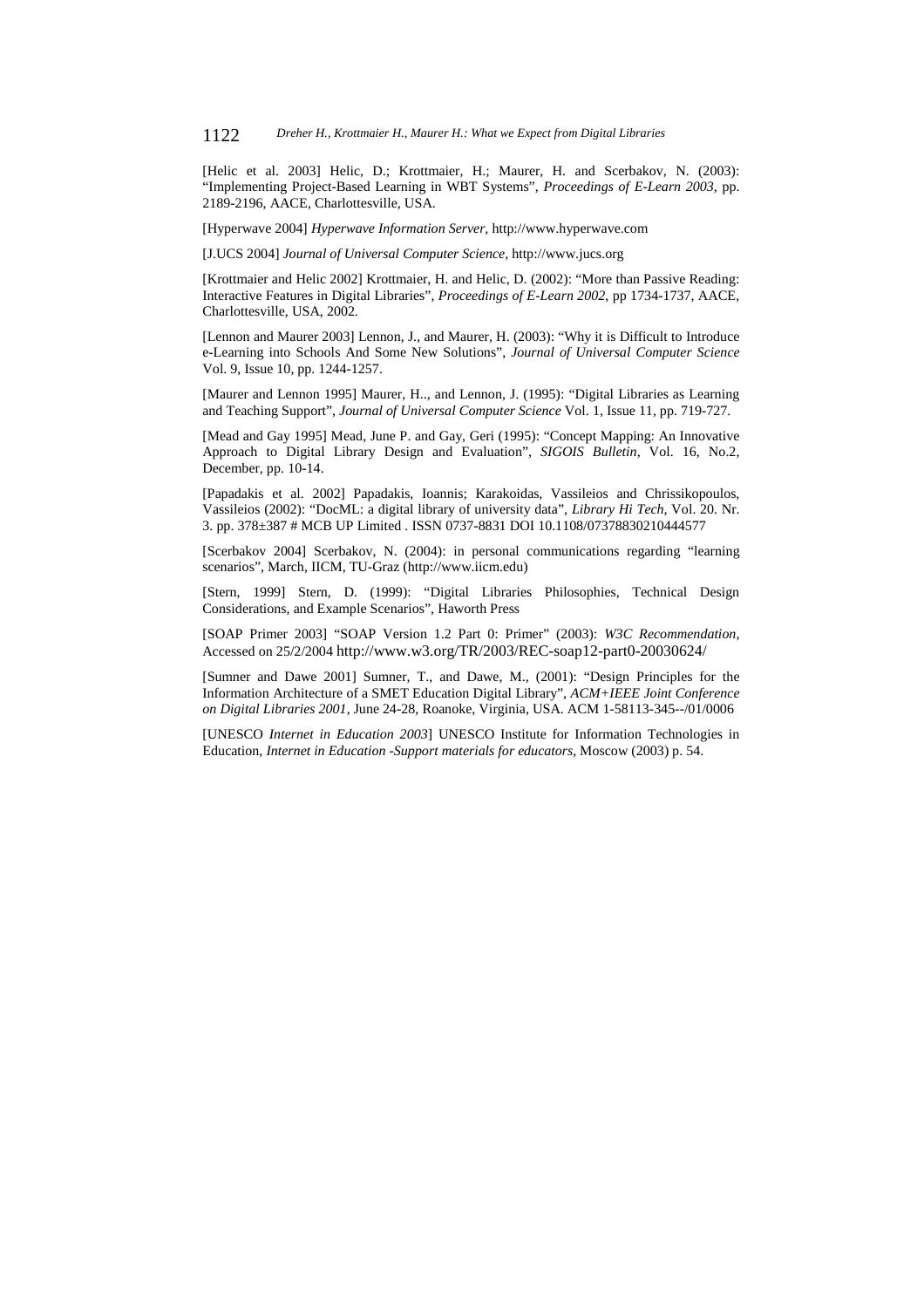[Helic et al. 2003] Helic, D.; Krottmaier, H.; Maurer, H. and Scerbakov, N. (2003): "Implementing Project-Based Learning in WBT Systems", *Proceedings of E-Learn 2003*, pp. 2189-2196, AACE, Charlottesville, USA.

[Hyperwave 2004] *Hyperwave Information Server*, http://www.hyperwave.com

[J.UCS 2004] *Journal of Universal Computer Science*, http://www.jucs.org

[Krottmaier and Helic 2002] Krottmaier, H. and Helic, D. (2002): "More than Passive Reading: Interactive Features in Digital Libraries", *Proceedings of E-Learn 2002*, pp 1734-1737, AACE, Charlottesville, USA, 2002.

[Lennon and Maurer 2003] Lennon, J., and Maurer, H. (2003): "Why it is Difficult to Introduce e-Learning into Schools And Some New Solutions", *Journal of Universal Computer Science* Vol. 9, Issue 10, pp. 1244-1257.

[Maurer and Lennon 1995] Maurer, H.., and Lennon, J. (1995): "Digital Libraries as Learning and Teaching Support", *Journal of Universal Computer Science* Vol. 1, Issue 11, pp. 719-727.

[Mead and Gay 1995] Mead, June P. and Gay, Geri (1995): "Concept Mapping: An Innovative Approach to Digital Library Design and Evaluation", *SIGOIS Bulletin*, Vol. 16, No.2, December, pp. 10-14.

[Papadakis et al. 2002] Papadakis, Ioannis; Karakoidas, Vassileios and Chrissikopoulos, Vassileios (2002): "DocML: a digital library of university data", *Library Hi Tech*, Vol. 20. Nr. 3. pp. 378±387 # MCB UP Limited . ISSN 0737-8831 DOI 10.1108/07378830210444577

[Scerbakov 2004] Scerbakov, N. (2004): in personal communications regarding "learning scenarios", March, IICM, TU-Graz (http://www.iicm.edu)

[Stern, 1999] Stern, D. (1999): "Digital Libraries Philosophies, Technical Design Considerations, and Example Scenarios", Haworth Press

[SOAP Primer 2003] "SOAP Version 1.2 Part 0: Primer" (2003): *W3C Recommendation*, Accessed on 25/2/2004 http://www.w3.org/TR/2003/REC-soap12-part0-20030624/

[Sumner and Dawe 2001] Sumner, T., and Dawe, M., (2001): "Design Principles for the Information Architecture of a SMET Education Digital Library", *ACM+IEEE Joint Conference on Digital Libraries 2001*, June 24-28, Roanoke, Virginia, USA. ACM 1-58113-345--/01/0006

[UNESCO *Internet in Education 2003*] UNESCO Institute for Information Technologies in Education, *Internet in Education -Support materials for educators*, Moscow (2003) p. 54.